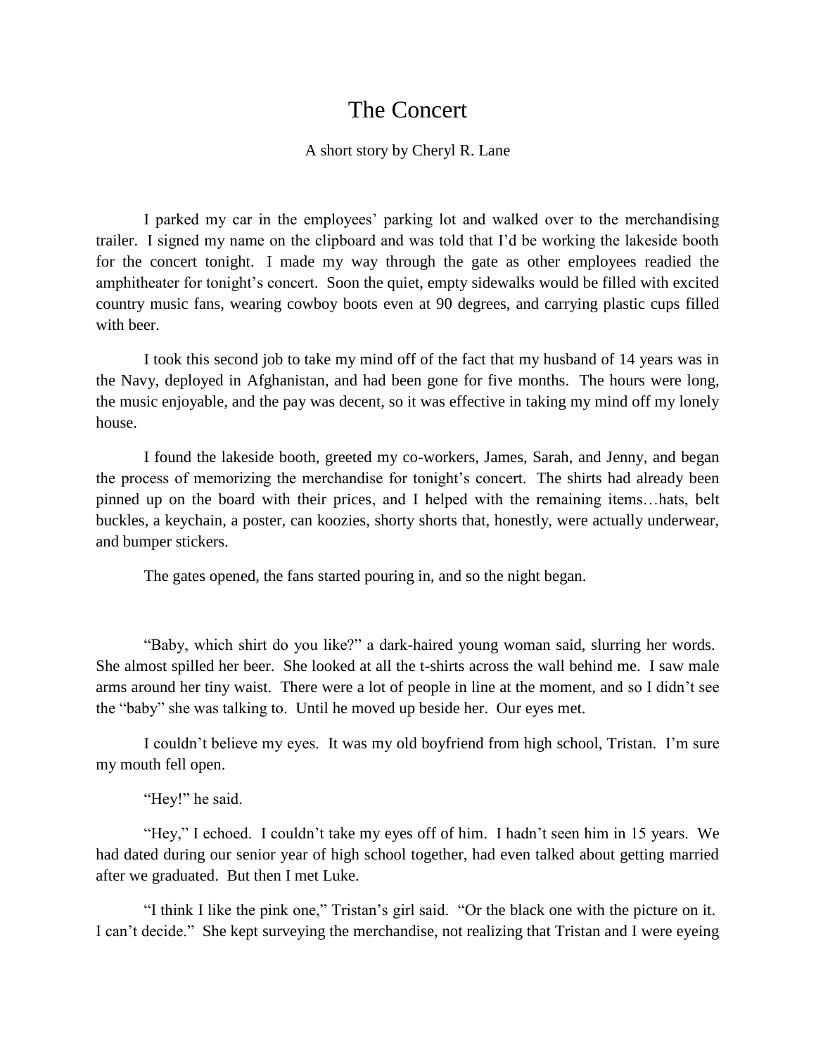# The Concert

A short story by Cheryl R. Lane

I parked my car in the employees' parking lot and walked over to the merchandising trailer. I signed my name on the clipboard and was told that I'd be working the lakeside booth for the concert tonight. I made my way through the gate as other employees readied the amphitheater for tonight's concert. Soon the quiet, empty sidewalks would be filled with excited country music fans, wearing cowboy boots even at 90 degrees, and carrying plastic cups filled with beer.

I took this second job to take my mind off of the fact that my husband of 14 years was in the Navy, deployed in Afghanistan, and had been gone for five months. The hours were long, the music enjoyable, and the pay was decent, so it was effective in taking my mind off my lonely house.

I found the lakeside booth, greeted my co-workers, James, Sarah, and Jenny, and began the process of memorizing the merchandise for tonight's concert. The shirts had already been pinned up on the board with their prices, and I helped with the remaining items…hats, belt buckles, a keychain, a poster, can koozies, shorty shorts that, honestly, were actually underwear, and bumper stickers.

The gates opened, the fans started pouring in, and so the night began.

"Baby, which shirt do you like?" a dark-haired young woman said, slurring her words. She almost spilled her beer. She looked at all the t-shirts across the wall behind me. I saw male arms around her tiny waist. There were a lot of people in line at the moment, and so I didn't see the "baby" she was talking to. Until he moved up beside her. Our eyes met.

I couldn't believe my eyes. It was my old boyfriend from high school, Tristan. I'm sure my mouth fell open.

"Hey!" he said.

"Hey," I echoed. I couldn't take my eyes off of him. I hadn't seen him in 15 years. We had dated during our senior year of high school together, had even talked about getting married after we graduated. But then I met Luke.

"I think I like the pink one," Tristan's girl said. "Or the black one with the picture on it. I can't decide." She kept surveying the merchandise, not realizing that Tristan and I were eyeing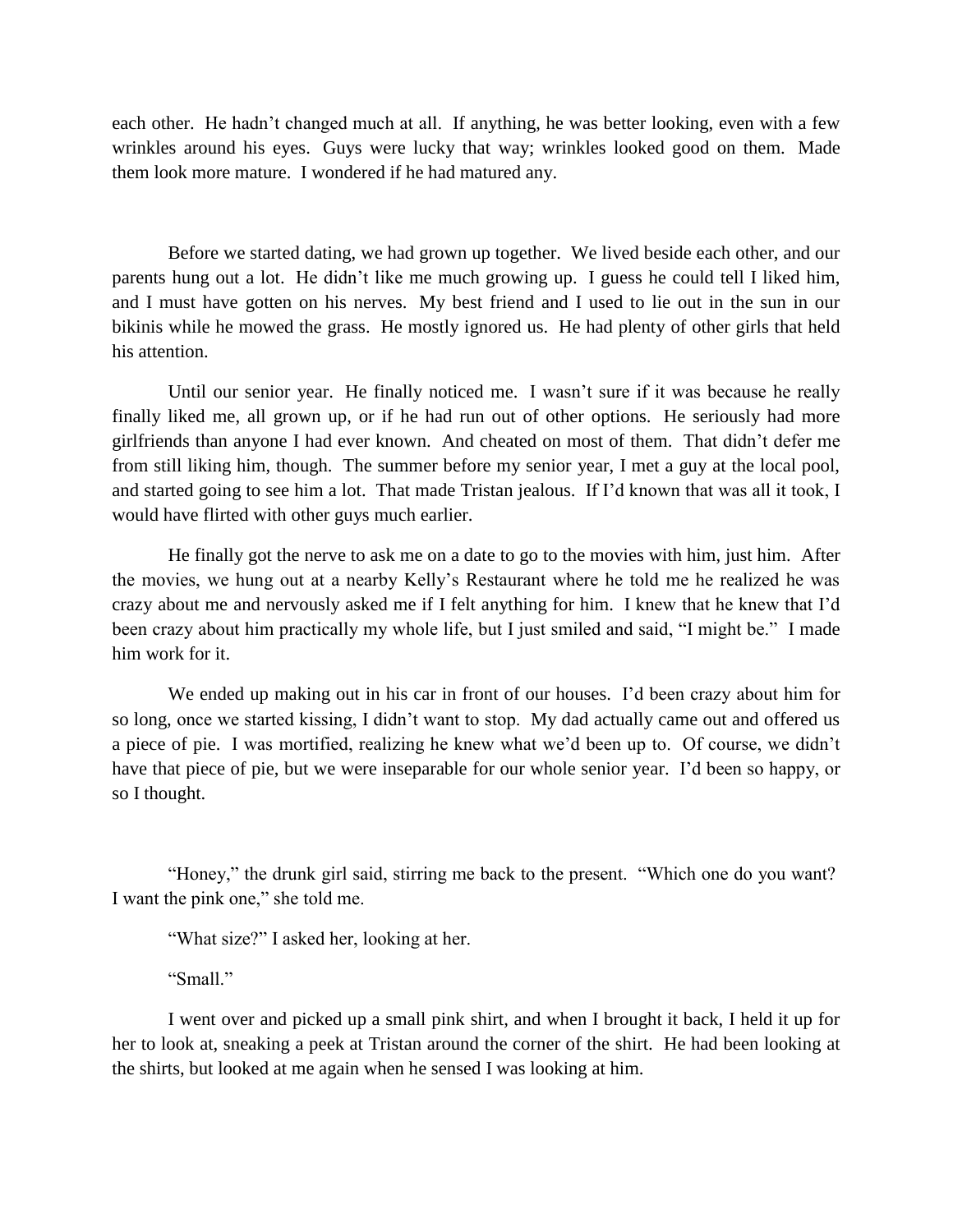each other. He hadn't changed much at all. If anything, he was better looking, even with a few wrinkles around his eyes. Guys were lucky that way; wrinkles looked good on them. Made them look more mature. I wondered if he had matured any.

Before we started dating, we had grown up together. We lived beside each other, and our parents hung out a lot. He didn't like me much growing up. I guess he could tell I liked him, and I must have gotten on his nerves. My best friend and I used to lie out in the sun in our bikinis while he mowed the grass. He mostly ignored us. He had plenty of other girls that held his attention.

Until our senior year. He finally noticed me. I wasn't sure if it was because he really finally liked me, all grown up, or if he had run out of other options. He seriously had more girlfriends than anyone I had ever known. And cheated on most of them. That didn't defer me from still liking him, though. The summer before my senior year, I met a guy at the local pool, and started going to see him a lot. That made Tristan jealous. If I'd known that was all it took, I would have flirted with other guys much earlier.

He finally got the nerve to ask me on a date to go to the movies with him, just him. After the movies, we hung out at a nearby Kelly's Restaurant where he told me he realized he was crazy about me and nervously asked me if I felt anything for him. I knew that he knew that I'd been crazy about him practically my whole life, but I just smiled and said, "I might be." I made him work for it.

We ended up making out in his car in front of our houses. I'd been crazy about him for so long, once we started kissing, I didn't want to stop. My dad actually came out and offered us a piece of pie. I was mortified, realizing he knew what we'd been up to. Of course, we didn't have that piece of pie, but we were inseparable for our whole senior year. I'd been so happy, or so I thought.

"Honey," the drunk girl said, stirring me back to the present. "Which one do you want? I want the pink one," she told me.

"What size?" I asked her, looking at her.

"Small."

I went over and picked up a small pink shirt, and when I brought it back, I held it up for her to look at, sneaking a peek at Tristan around the corner of the shirt. He had been looking at the shirts, but looked at me again when he sensed I was looking at him.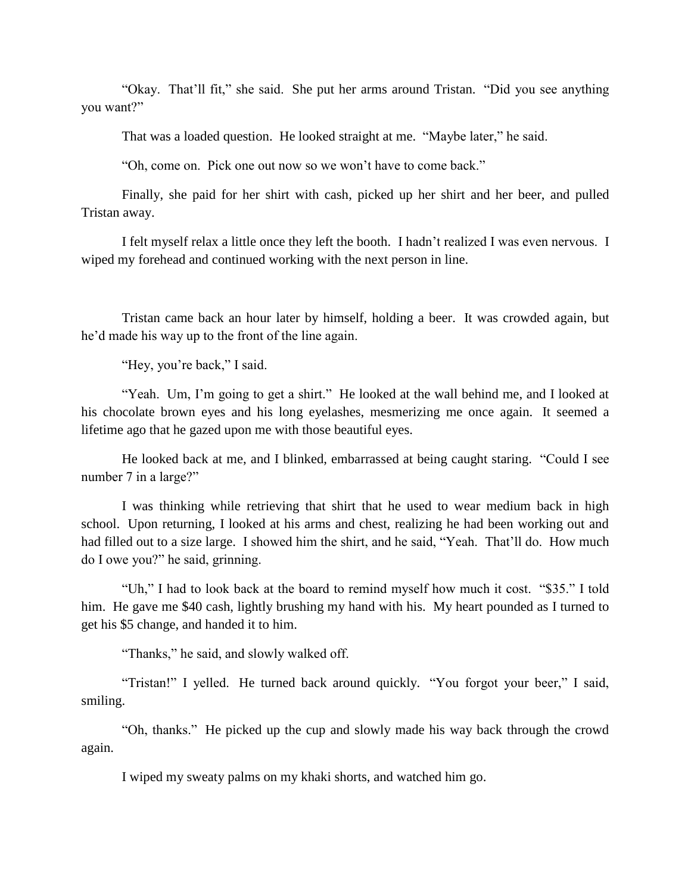"Okay. That'll fit," she said. She put her arms around Tristan. "Did you see anything you want?"

That was a loaded question. He looked straight at me. "Maybe later," he said.

"Oh, come on. Pick one out now so we won't have to come back."

Finally, she paid for her shirt with cash, picked up her shirt and her beer, and pulled Tristan away.

I felt myself relax a little once they left the booth. I hadn't realized I was even nervous. I wiped my forehead and continued working with the next person in line.

Tristan came back an hour later by himself, holding a beer. It was crowded again, but he'd made his way up to the front of the line again.

"Hey, you're back," I said.

"Yeah. Um, I'm going to get a shirt." He looked at the wall behind me, and I looked at his chocolate brown eyes and his long eyelashes, mesmerizing me once again. It seemed a lifetime ago that he gazed upon me with those beautiful eyes.

He looked back at me, and I blinked, embarrassed at being caught staring. "Could I see number 7 in a large?"

I was thinking while retrieving that shirt that he used to wear medium back in high school. Upon returning, I looked at his arms and chest, realizing he had been working out and had filled out to a size large. I showed him the shirt, and he said, "Yeah. That'll do. How much do I owe you?" he said, grinning.

"Uh," I had to look back at the board to remind myself how much it cost. "$35." I told him. He gave me $40 cash, lightly brushing my hand with his. My heart pounded as I turned to get his $5 change, and handed it to him.

"Thanks," he said, and slowly walked off.

"Tristan!" I yelled. He turned back around quickly. "You forgot your beer," I said, smiling.

"Oh, thanks." He picked up the cup and slowly made his way back through the crowd again.

I wiped my sweaty palms on my khaki shorts, and watched him go.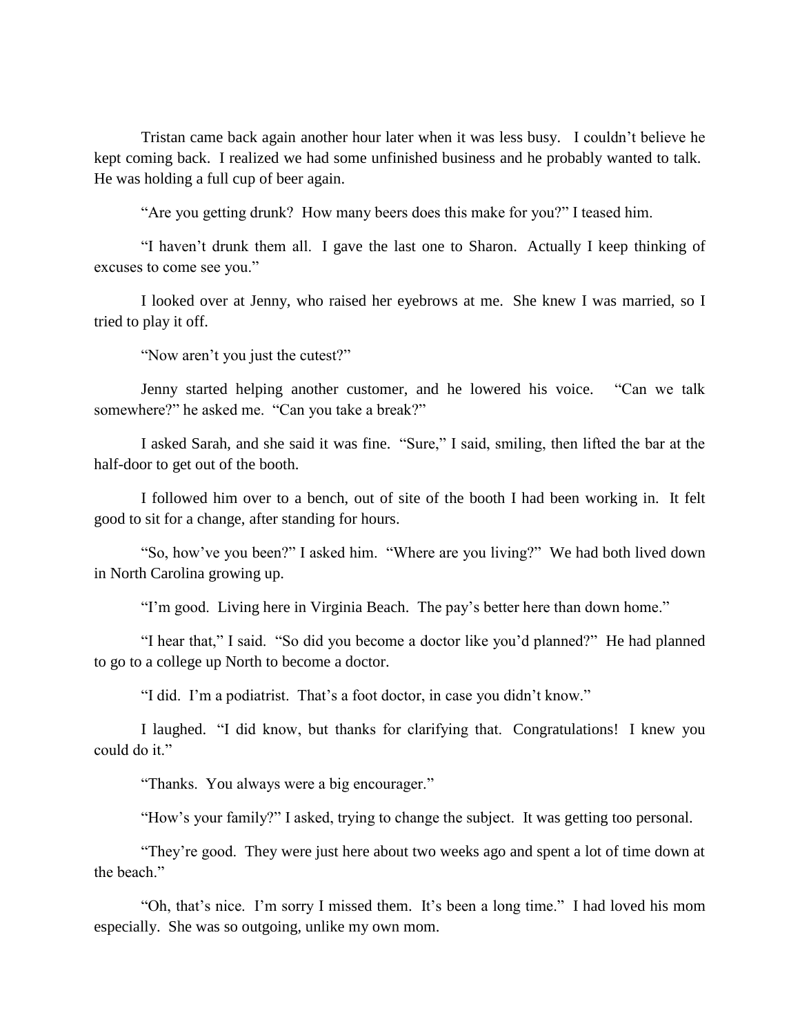Tristan came back again another hour later when it was less busy. I couldn't believe he kept coming back. I realized we had some unfinished business and he probably wanted to talk. He was holding a full cup of beer again.

"Are you getting drunk? How many beers does this make for you?" I teased him.

"I haven't drunk them all. I gave the last one to Sharon. Actually I keep thinking of excuses to come see you."

I looked over at Jenny, who raised her eyebrows at me. She knew I was married, so I tried to play it off.

"Now aren't you just the cutest?"

Jenny started helping another customer, and he lowered his voice. "Can we talk somewhere?" he asked me. "Can you take a break?"

I asked Sarah, and she said it was fine. "Sure," I said, smiling, then lifted the bar at the half-door to get out of the booth.

I followed him over to a bench, out of site of the booth I had been working in. It felt good to sit for a change, after standing for hours.

"So, how've you been?" I asked him. "Where are you living?" We had both lived down in North Carolina growing up.

"I'm good. Living here in Virginia Beach. The pay's better here than down home."

"I hear that," I said. "So did you become a doctor like you'd planned?" He had planned to go to a college up North to become a doctor.

"I did. I'm a podiatrist. That's a foot doctor, in case you didn't know."

I laughed. "I did know, but thanks for clarifying that. Congratulations! I knew you could do it."

"Thanks. You always were a big encourager."

"How's your family?" I asked, trying to change the subject. It was getting too personal.

"They're good. They were just here about two weeks ago and spent a lot of time down at the beach."

"Oh, that's nice. I'm sorry I missed them. It's been a long time." I had loved his mom especially. She was so outgoing, unlike my own mom.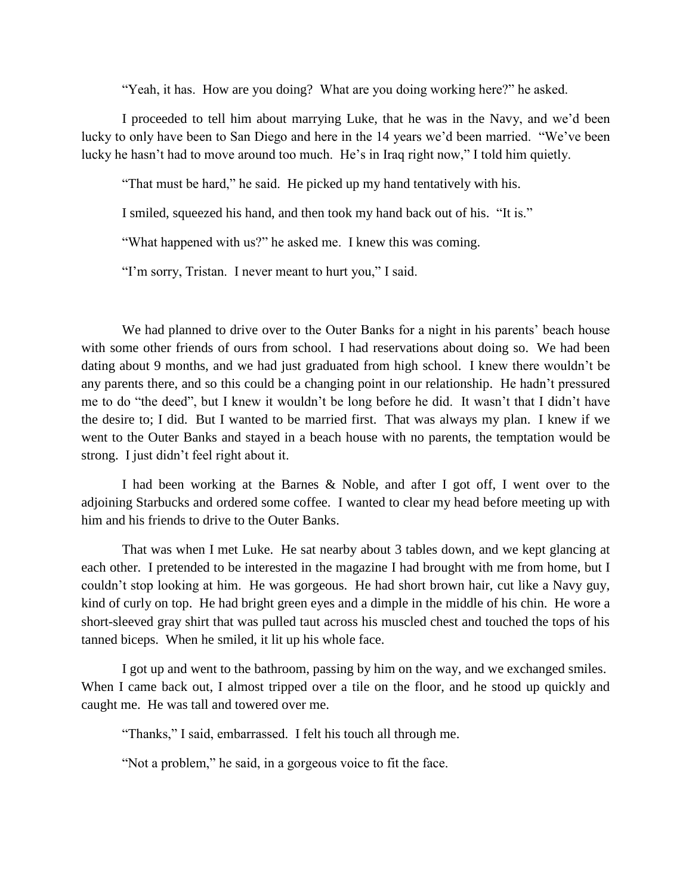"Yeah, it has. How are you doing? What are you doing working here?" he asked.

I proceeded to tell him about marrying Luke, that he was in the Navy, and we'd been lucky to only have been to San Diego and here in the 14 years we'd been married. "We've been lucky he hasn't had to move around too much. He's in Iraq right now," I told him quietly.

"That must be hard," he said. He picked up my hand tentatively with his.

I smiled, squeezed his hand, and then took my hand back out of his. "It is."

"What happened with us?" he asked me. I knew this was coming.

"I'm sorry, Tristan. I never meant to hurt you," I said.

We had planned to drive over to the Outer Banks for a night in his parents' beach house with some other friends of ours from school. I had reservations about doing so. We had been dating about 9 months, and we had just graduated from high school. I knew there wouldn't be any parents there, and so this could be a changing point in our relationship. He hadn't pressured me to do "the deed", but I knew it wouldn't be long before he did. It wasn't that I didn't have the desire to; I did. But I wanted to be married first. That was always my plan. I knew if we went to the Outer Banks and stayed in a beach house with no parents, the temptation would be strong. I just didn't feel right about it.

I had been working at the Barnes & Noble, and after I got off, I went over to the adjoining Starbucks and ordered some coffee. I wanted to clear my head before meeting up with him and his friends to drive to the Outer Banks.

That was when I met Luke. He sat nearby about 3 tables down, and we kept glancing at each other. I pretended to be interested in the magazine I had brought with me from home, but I couldn't stop looking at him. He was gorgeous. He had short brown hair, cut like a Navy guy, kind of curly on top. He had bright green eyes and a dimple in the middle of his chin. He wore a short-sleeved gray shirt that was pulled taut across his muscled chest and touched the tops of his tanned biceps. When he smiled, it lit up his whole face.

I got up and went to the bathroom, passing by him on the way, and we exchanged smiles. When I came back out, I almost tripped over a tile on the floor, and he stood up quickly and caught me. He was tall and towered over me.

"Thanks," I said, embarrassed. I felt his touch all through me.

"Not a problem," he said, in a gorgeous voice to fit the face.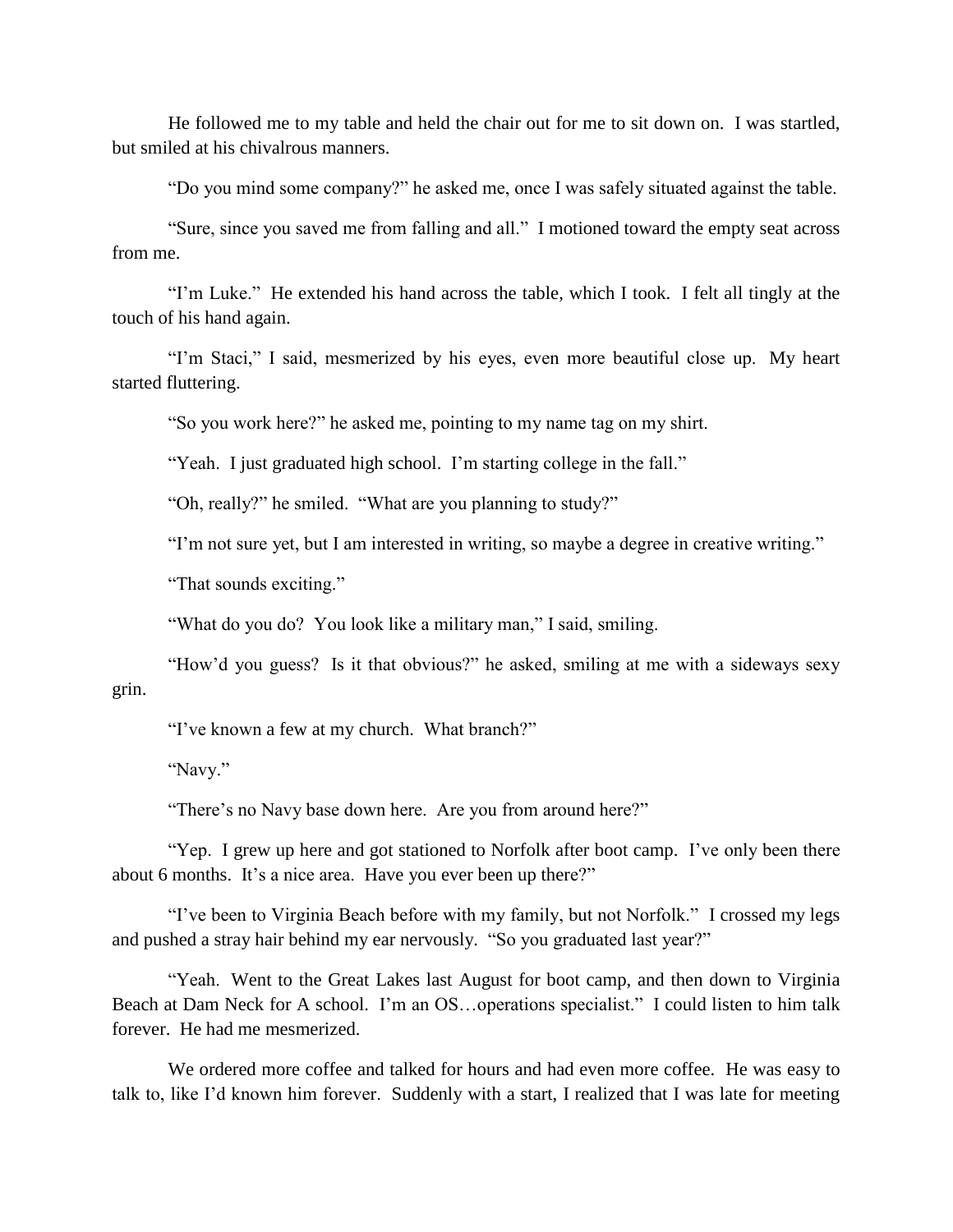He followed me to my table and held the chair out for me to sit down on. I was startled, but smiled at his chivalrous manners.

"Do you mind some company?" he asked me, once I was safely situated against the table.

"Sure, since you saved me from falling and all." I motioned toward the empty seat across from me.

"I'm Luke." He extended his hand across the table, which I took. I felt all tingly at the touch of his hand again.

"I'm Staci," I said, mesmerized by his eyes, even more beautiful close up. My heart started fluttering.

"So you work here?" he asked me, pointing to my name tag on my shirt.

"Yeah. I just graduated high school. I'm starting college in the fall."

"Oh, really?" he smiled. "What are you planning to study?"

"I'm not sure yet, but I am interested in writing, so maybe a degree in creative writing."

"That sounds exciting."

"What do you do? You look like a military man," I said, smiling.

"How'd you guess? Is it that obvious?" he asked, smiling at me with a sideways sexy grin.

"I've known a few at my church. What branch?"

"Navy."

"There's no Navy base down here. Are you from around here?"

"Yep. I grew up here and got stationed to Norfolk after boot camp. I've only been there about 6 months. It's a nice area. Have you ever been up there?"

"I've been to Virginia Beach before with my family, but not Norfolk." I crossed my legs and pushed a stray hair behind my ear nervously. "So you graduated last year?"

"Yeah. Went to the Great Lakes last August for boot camp, and then down to Virginia Beach at Dam Neck for A school. I'm an OS…operations specialist." I could listen to him talk forever. He had me mesmerized.

We ordered more coffee and talked for hours and had even more coffee. He was easy to talk to, like I'd known him forever. Suddenly with a start, I realized that I was late for meeting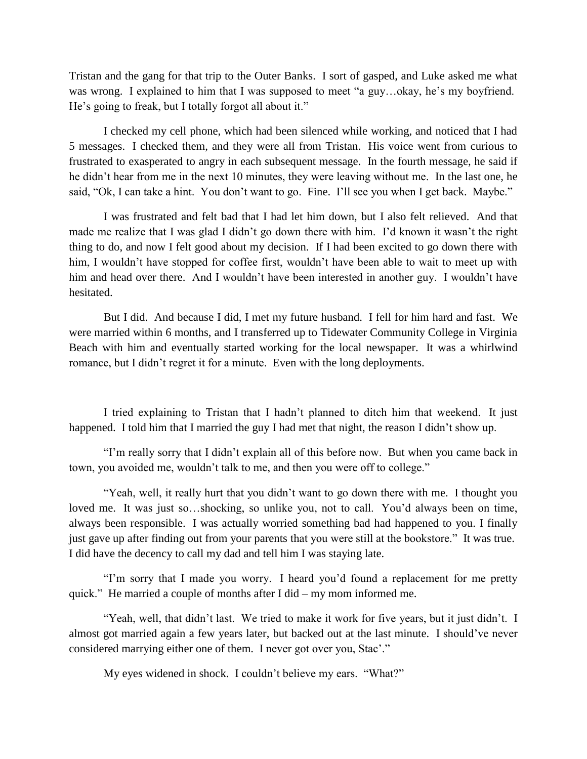Tristan and the gang for that trip to the Outer Banks. I sort of gasped, and Luke asked me what was wrong. I explained to him that I was supposed to meet "a guy…okay, he's my boyfriend. He's going to freak, but I totally forgot all about it."

I checked my cell phone, which had been silenced while working, and noticed that I had 5 messages. I checked them, and they were all from Tristan. His voice went from curious to frustrated to exasperated to angry in each subsequent message. In the fourth message, he said if he didn't hear from me in the next 10 minutes, they were leaving without me. In the last one, he said, "Ok, I can take a hint. You don't want to go. Fine. I'll see you when I get back. Maybe."

I was frustrated and felt bad that I had let him down, but I also felt relieved. And that made me realize that I was glad I didn't go down there with him. I'd known it wasn't the right thing to do, and now I felt good about my decision. If I had been excited to go down there with him, I wouldn't have stopped for coffee first, wouldn't have been able to wait to meet up with him and head over there. And I wouldn't have been interested in another guy. I wouldn't have hesitated.

But I did. And because I did, I met my future husband. I fell for him hard and fast. We were married within 6 months, and I transferred up to Tidewater Community College in Virginia Beach with him and eventually started working for the local newspaper. It was a whirlwind romance, but I didn't regret it for a minute. Even with the long deployments.

I tried explaining to Tristan that I hadn't planned to ditch him that weekend. It just happened. I told him that I married the guy I had met that night, the reason I didn't show up.

"I'm really sorry that I didn't explain all of this before now. But when you came back in town, you avoided me, wouldn't talk to me, and then you were off to college."

"Yeah, well, it really hurt that you didn't want to go down there with me. I thought you loved me. It was just so…shocking, so unlike you, not to call. You'd always been on time, always been responsible. I was actually worried something bad had happened to you. I finally just gave up after finding out from your parents that you were still at the bookstore." It was true. I did have the decency to call my dad and tell him I was staying late.

"I'm sorry that I made you worry. I heard you'd found a replacement for me pretty quick." He married a couple of months after I did – my mom informed me.

"Yeah, well, that didn't last. We tried to make it work for five years, but it just didn't. I almost got married again a few years later, but backed out at the last minute. I should've never considered marrying either one of them. I never got over you, Stac'."

My eyes widened in shock. I couldn't believe my ears. "What?"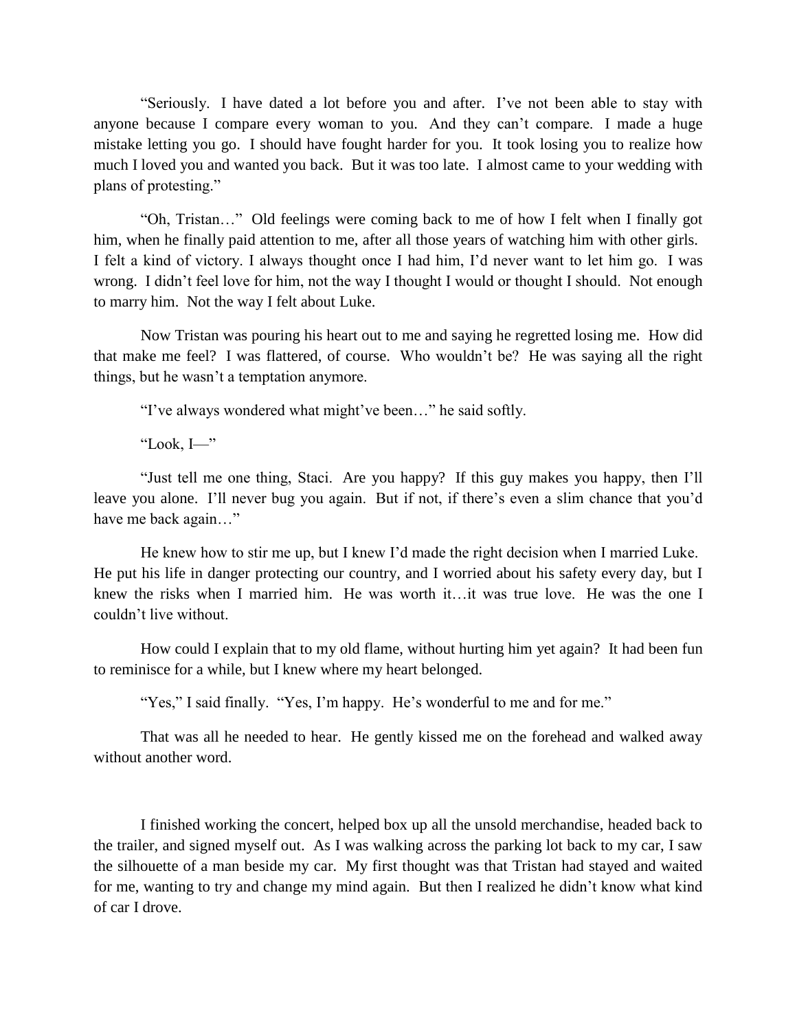"Seriously. I have dated a lot before you and after. I've not been able to stay with anyone because I compare every woman to you. And they can't compare. I made a huge mistake letting you go. I should have fought harder for you. It took losing you to realize how much I loved you and wanted you back. But it was too late. I almost came to your wedding with plans of protesting."

"Oh, Tristan…" Old feelings were coming back to me of how I felt when I finally got him, when he finally paid attention to me, after all those years of watching him with other girls. I felt a kind of victory. I always thought once I had him, I'd never want to let him go. I was wrong. I didn't feel love for him, not the way I thought I would or thought I should. Not enough to marry him. Not the way I felt about Luke.

Now Tristan was pouring his heart out to me and saying he regretted losing me. How did that make me feel? I was flattered, of course. Who wouldn't be? He was saying all the right things, but he wasn't a temptation anymore.

"I've always wondered what might've been…" he said softly.

"Look, I—"

"Just tell me one thing, Staci. Are you happy? If this guy makes you happy, then I'll leave you alone. I'll never bug you again. But if not, if there's even a slim chance that you'd have me back again…"

He knew how to stir me up, but I knew I'd made the right decision when I married Luke. He put his life in danger protecting our country, and I worried about his safety every day, but I knew the risks when I married him. He was worth it…it was true love. He was the one I couldn't live without.

How could I explain that to my old flame, without hurting him yet again? It had been fun to reminisce for a while, but I knew where my heart belonged.

"Yes," I said finally. "Yes, I'm happy. He's wonderful to me and for me."

That was all he needed to hear. He gently kissed me on the forehead and walked away without another word.

I finished working the concert, helped box up all the unsold merchandise, headed back to the trailer, and signed myself out. As I was walking across the parking lot back to my car, I saw the silhouette of a man beside my car. My first thought was that Tristan had stayed and waited for me, wanting to try and change my mind again. But then I realized he didn't know what kind of car I drove.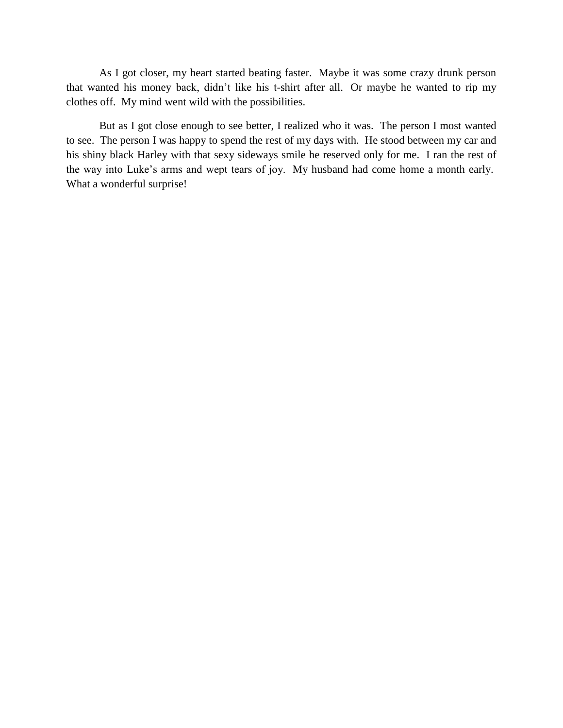As I got closer, my heart started beating faster. Maybe it was some crazy drunk person that wanted his money back, didn't like his t-shirt after all. Or maybe he wanted to rip my clothes off. My mind went wild with the possibilities.

But as I got close enough to see better, I realized who it was. The person I most wanted to see. The person I was happy to spend the rest of my days with. He stood between my car and his shiny black Harley with that sexy sideways smile he reserved only for me. I ran the rest of the way into Luke's arms and wept tears of joy. My husband had come home a month early. What a wonderful surprise!